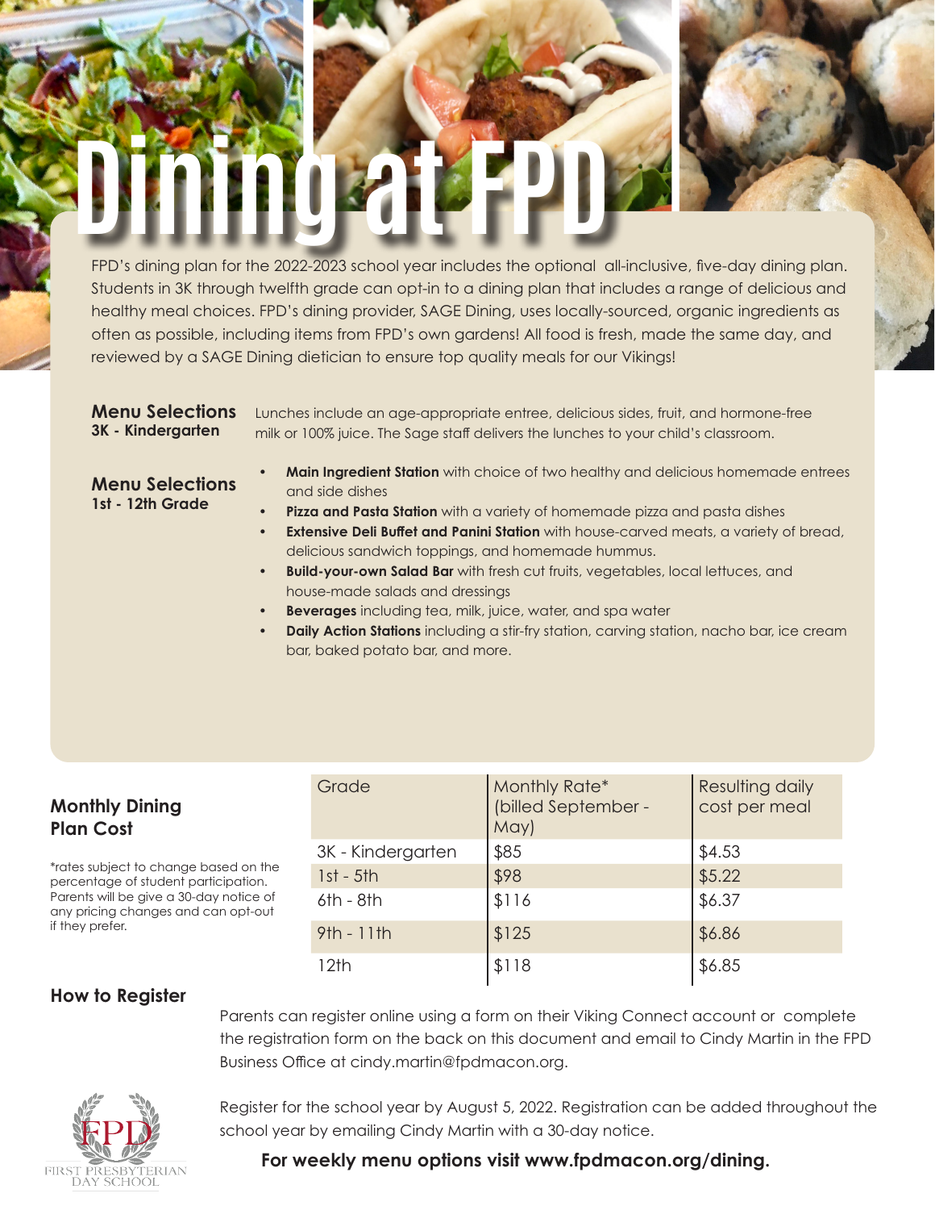# Dining at FPD

FPD's dining plan for the 2022-2023 school year includes the optional all-inclusive, five-day dining plan. Students in 3K through twelfth grade can opt-in to a dining plan that includes a range of delicious and healthy meal choices. FPD's dining provider, SAGE Dining, uses locally-sourced, organic ingredients as often as possible, including items from FPD's own gardens! All food is fresh, made the same day, and reviewed by a SAGE Dining dietician to ensure top quality meals for our Vikings!

### Menu Selections
**3K - Kindergarten**

Lunches include an age-appropriate entree, delicious sides, fruit, and hormone-free milk or 100% juice. The Sage staff delivers the lunches to your child's classroom.

### Menu Selections
**1st - 12th Grade**

- **Main Ingredient Station** with choice of two healthy and delicious homemade entrees and side dishes
- **Pizza and Pasta Station** with a variety of homemade pizza and pasta dishes
- **Extensive Deli Buffet and Panini Station** with house-carved meats, a variety of bread, delicious sandwich toppings, and homemade hummus.
- **Build-your-own Salad Bar** with fresh cut fruits, vegetables, local lettuces, and house-made salads and dressings
- **Beverages** including tea, milk, juice, water, and spa water
- **Daily Action Stations** including a stir-fry station, carving station, nacho bar, ice cream bar, baked potato bar, and more.

### Monthly Dining Plan Cost

*rates subject to change based on the percentage of student participation. Parents will be give a 30-day notice of any pricing changes and can opt-out if they prefer.

| Grade | Monthly Rate* (billed September - May) | Resulting daily cost per meal |
|---|---|---|
| 3K - Kindergarten | $85 | $4.53 |
| 1st - 5th | $98 | $5.22 |
| 6th - 8th | $116 | $6.37 |
| 9th - 11th | $125 | $6.86 |
| 12th | $118 | $6.85 |

### How to Register

Parents can register online using a form on their Viking Connect account or complete the registration form on the back on this document and email to Cindy Martin in the FPD Business Office at cindy.martin@fpdmacon.org.

Register for the school year by August 5, 2022. Registration can be added throughout the school year by emailing Cindy Martin with a 30-day notice.

**For weekly menu options visit www.fpdmacon.org/dining.**

FPD
FIRST PRESBYTERIAN DAY SCHOOL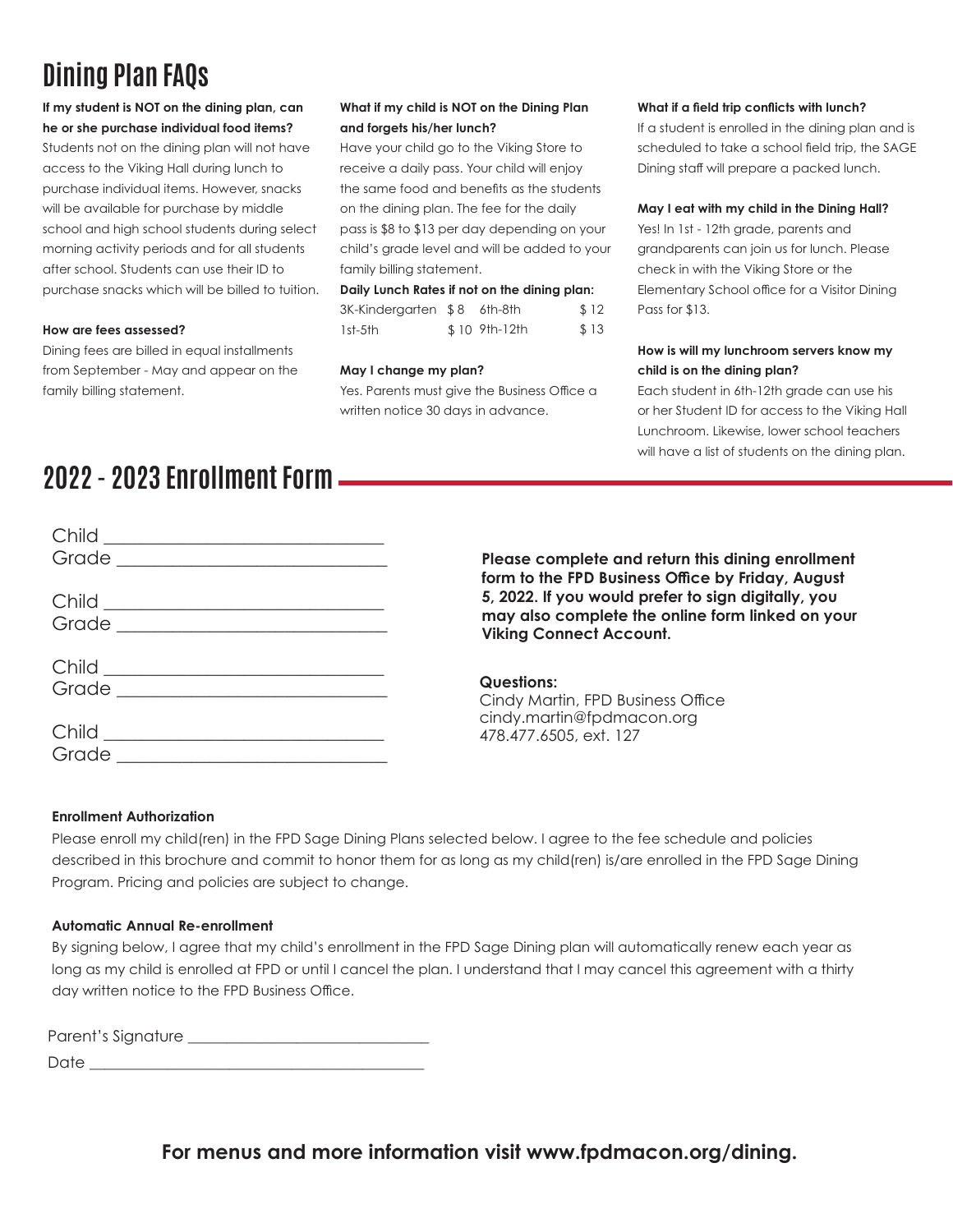# Dining Plan FAQs

**If my student is NOT on the dining plan, can he or she purchase individual food items?**
Students not on the dining plan will not have access to the Viking Hall during lunch to purchase individual items. However, snacks will be available for purchase by middle school and high school students during select morning activity periods and for all students after school. Students can use their ID to purchase snacks which will be billed to tuition.

**How are fees assessed?**
Dining fees are billed in equal installments from September - May and appear on the family billing statement.

**What if my child is NOT on the Dining Plan and forgets his/her lunch?**
Have your child go to the Viking Store to receive a daily pass. Your child will enjoy the same food and benefits as the students on the dining plan. The fee for the daily pass is $8 to $13 per day depending on your child's grade level and will be added to your family billing statement.

**Daily Lunch Rates if not on the dining plan:**

| | | | |
|---|---|---|---|
| 3K-Kindergarten | $ 8 | 6th-8th | $ 12 |
| 1st-5th | $ 10 | 9th-12th | $ 13 |

**May I change my plan?**
Yes. Parents must give the Business Office a written notice 30 days in advance.

**What if a field trip conflicts with lunch?**
If a student is enrolled in the dining plan and is scheduled to take a school field trip, the SAGE Dining staff will prepare a packed lunch.

**May I eat with my child in the Dining Hall?**
Yes! In 1st - 12th grade, parents and grandparents can join us for lunch. Please check in with the Viking Store or the Elementary School office for a Visitor Dining Pass for $13.

**How is will my lunchroom servers know my child is on the dining plan?**
Each student in 6th-12th grade can use his or her Student ID for access to the Viking Hall Lunchroom. Likewise, lower school teachers will have a list of students on the dining plan.

# 2022 - 2023 Enrollment Form

Child ______________________________
Grade ______________________________

Child ______________________________
Grade ______________________________

Child ______________________________
Grade ______________________________

Child ______________________________
Grade ______________________________

**Please complete and return this dining enrollment form to the FPD Business Office by Friday, August 5, 2022. If you would prefer to sign digitally, you may also complete the online form linked on your Viking Connect Account.**

**Questions:**
Cindy Martin, FPD Business Office
cindy.martin@fpdmacon.org
478.477.6505, ext. 127

**Enrollment Authorization**
Please enroll my child(ren) in the FPD Sage Dining Plans selected below. I agree to the fee schedule and policies described in this brochure and commit to honor them for as long as my child(ren) is/are enrolled in the FPD Sage Dining Program. Pricing and policies are subject to change.

**Automatic Annual Re-enrollment**
By signing below, I agree that my child's enrollment in the FPD Sage Dining plan will automatically renew each year as long as my child is enrolled at FPD or until I cancel the plan. I understand that I may cancel this agreement with a thirty day written notice to the FPD Business Office.

Parent's Signature ______________________________
Date ______________________________

**For menus and more information visit www.fpdmacon.org/dining.**